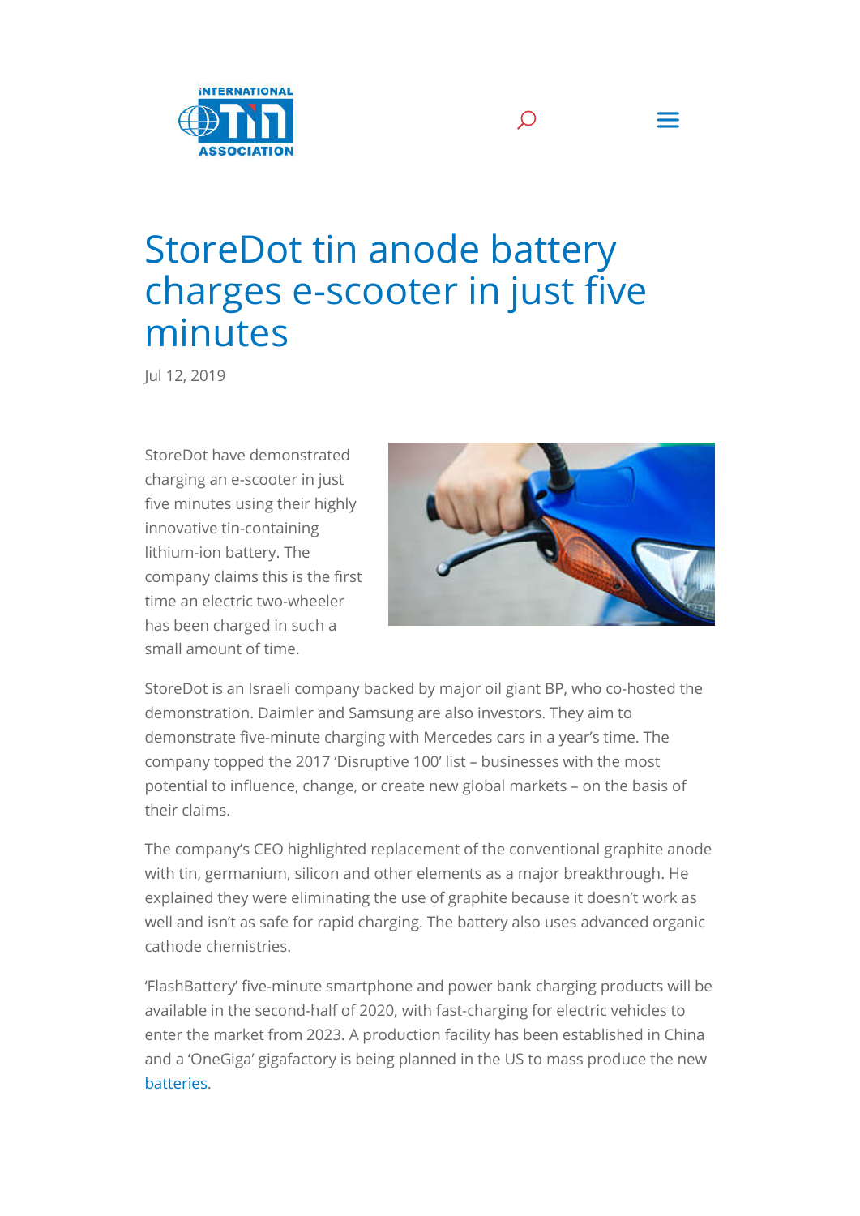# StoreDot tin anode battery charges e-scooter in just five minutes

Jul 12, 2019

StoreDot have demonstrated charging an e-scooter in just five minutes using their highly innovative tin-containing lithium-ion battery. The company claims this is the first time an electric two-wheeler has been charged in such a small amount of time.

StoreDot is an Israeli company backed by major oil giant BP, who co-hosted the demonstration. Daimler and Samsung are also investors. They aim to demonstrate five-minute charging with Mercedes cars in a year's time. The company topped the 2017 'Disruptive 100' list – businesses with the most potential to influence, change, or create new global markets – on the basis of their claims.

The company's CEO highlighted replacement of the conventional graphite anode with tin, germanium, silicon and other elements as a major breakthrough. He explained they were eliminating the use of graphite because it doesn't work as well and isn't as safe for rapid charging. The battery also uses advanced organic cathode chemistries.

'FlashBattery' five-minute smartphone and power bank charging products will be available in the second-half of 2020, with fast-charging for electric vehicles to enter the market from 2023. A production facility has been established in China and a 'OneGiga' gigafactory is being planned in the US to mass produce the new batteries.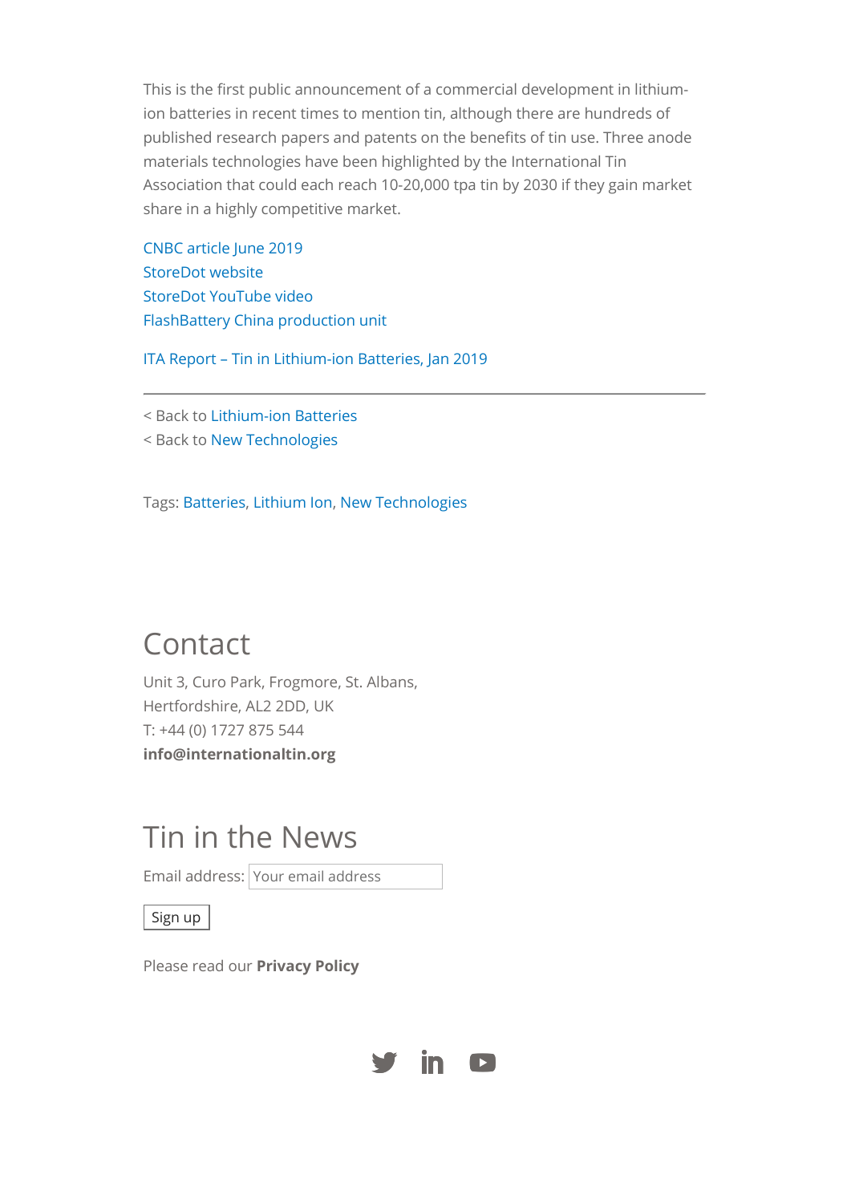This is the first public announcement of a commercial development in lithium-ion batteries in recent times to mention tin, although there are hundreds of published research papers and patents on the benefits of tin use. Three anode materials technologies have been highlighted by the International Tin Association that could each reach 10-20,000 tpa tin by 2030 if they gain market share in a highly competitive market.

CNBC article June 2019
StoreDot website
StoreDot YouTube video
FlashBattery China production unit

ITA Report – Tin in Lithium-ion Batteries, Jan 2019

---

< Back to Lithium-ion Batteries
< Back to New Technologies

Tags: Batteries, Lithium Ion, New Technologies

## Contact

Unit 3, Curo Park, Frogmore, St. Albans,
Hertfordshire, AL2 2DD, UK
T: +44 (0) 1727 875 544
**info@internationaltin.org**

## Tin in the News

Email address: Your email address

Sign up

Please read our **Privacy Policy**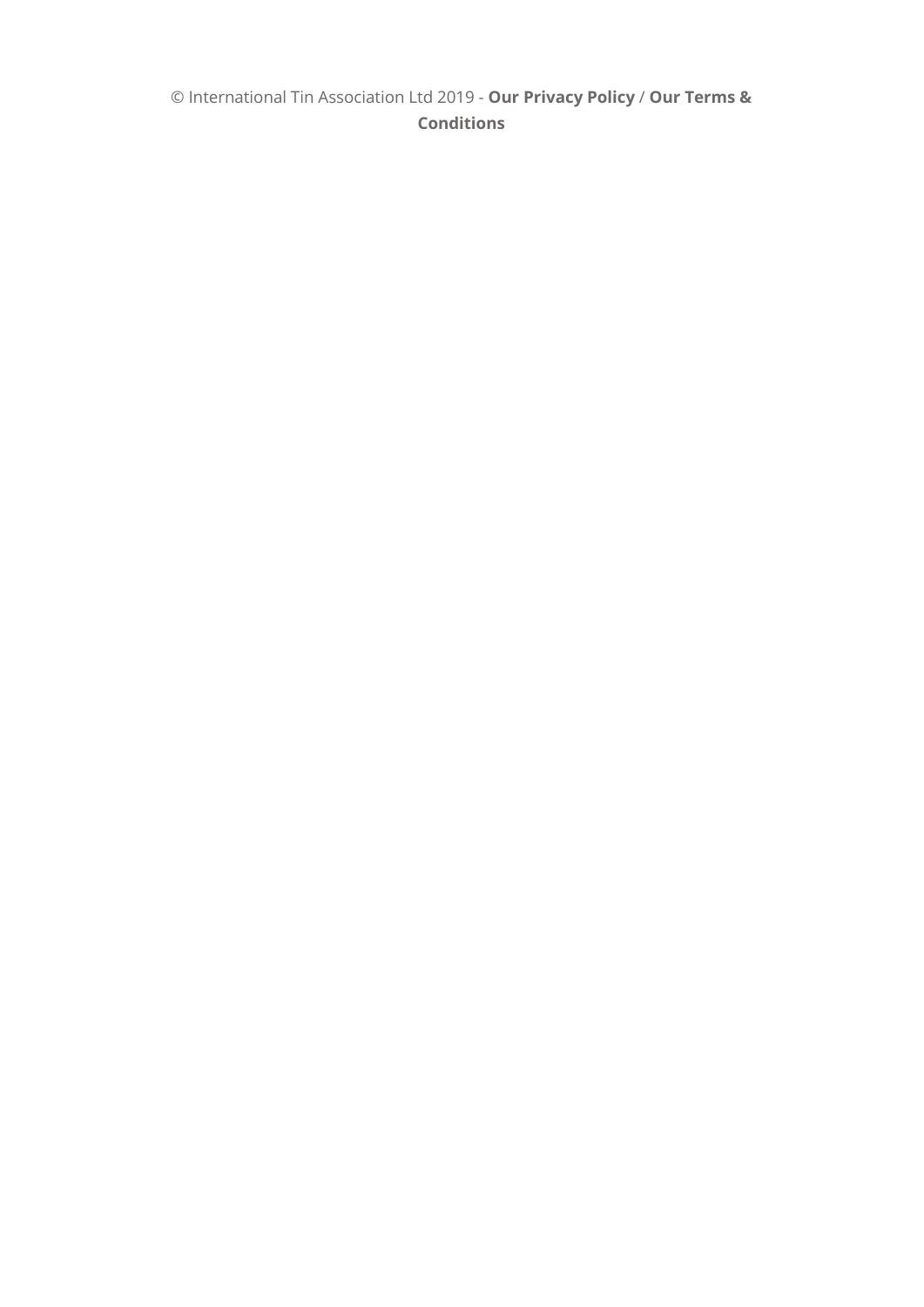© International Tin Association Ltd 2019 - **Our Privacy Policy** / **Our Terms & Conditions**